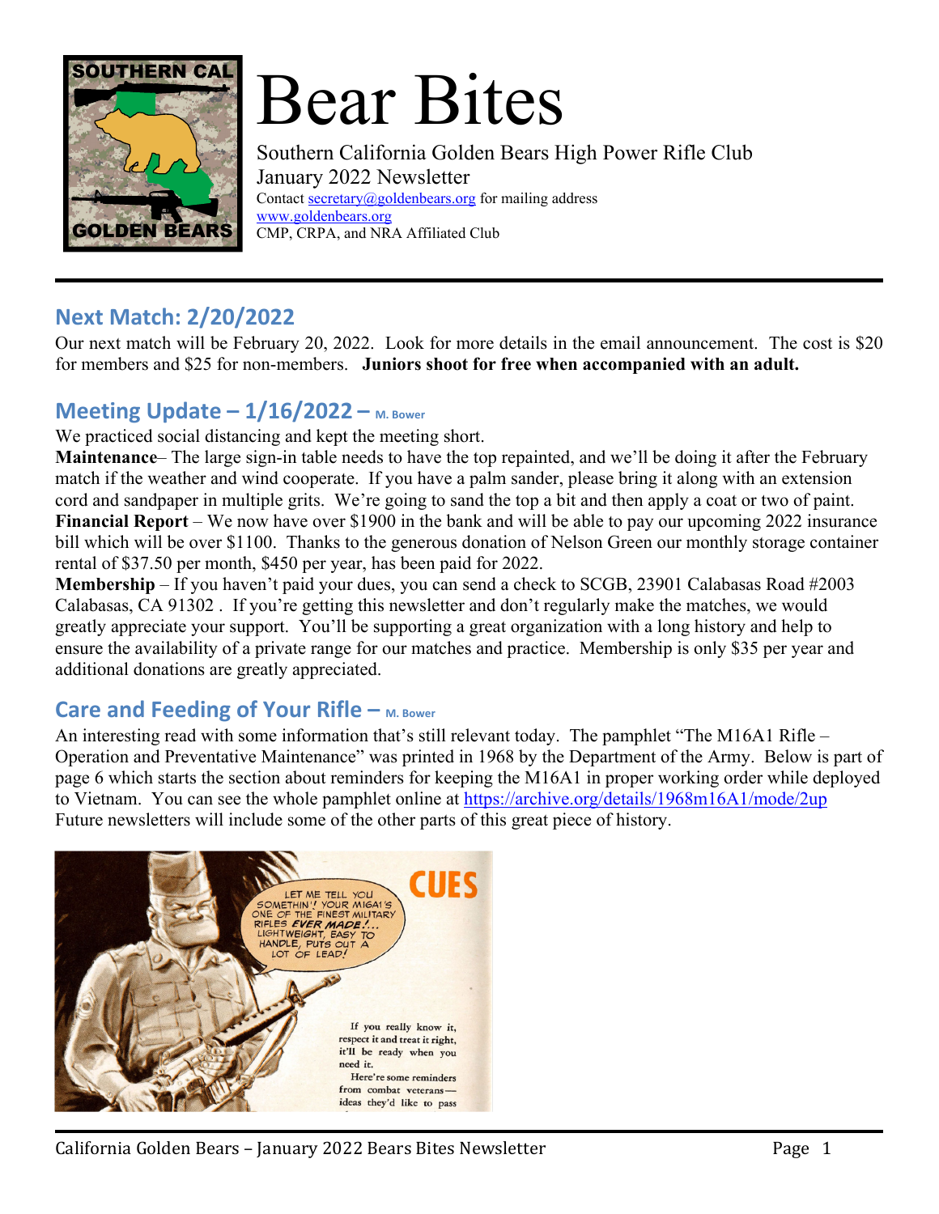# Bear Bites

Southern California Golden Bears High Power Rifle Club
January 2022 Newsletter
Contact secretary@goldenbears.org for mailing address
www.goldenbears.org
CMP, CRPA, and NRA Affiliated Club

---

## Next Match: 2/20/2022

Our next match will be February 20, 2022. Look for more details in the email announcement. The cost is $20 for members and $25 for non-members. **Juniors shoot for free when accompanied with an adult.**

## Meeting Update – 1/16/2022 – M. Bower

We practiced social distancing and kept the meeting short.

**Maintenance**– The large sign-in table needs to have the top repainted, and we'll be doing it after the February match if the weather and wind cooperate. If you have a palm sander, please bring it along with an extension cord and sandpaper in multiple grits. We're going to sand the top a bit and then apply a coat or two of paint.

**Financial Report** – We now have over $1900 in the bank and will be able to pay our upcoming 2022 insurance bill which will be over $1100. Thanks to the generous donation of Nelson Green our monthly storage container rental of $37.50 per month, $450 per year, has been paid for 2022.

**Membership** – If you haven't paid your dues, you can send a check to SCGB, 23901 Calabasas Road #2003 Calabasas, CA 91302 . If you're getting this newsletter and don't regularly make the matches, we would greatly appreciate your support. You'll be supporting a great organization with a long history and help to ensure the availability of a private range for our matches and practice. Membership is only $35 per year and additional donations are greatly appreciated.

## Care and Feeding of Your Rifle – M. Bower

An interesting read with some information that's still relevant today. The pamphlet "The M16A1 Rifle – Operation and Preventative Maintenance" was printed in 1968 by the Department of the Army. Below is part of page 6 which starts the section about reminders for keeping the M16A1 in proper working order while deployed to Vietnam. You can see the whole pamphlet online at https://archive.org/details/1968m16A1/mode/2up Future newsletters will include some of the other parts of this great piece of history.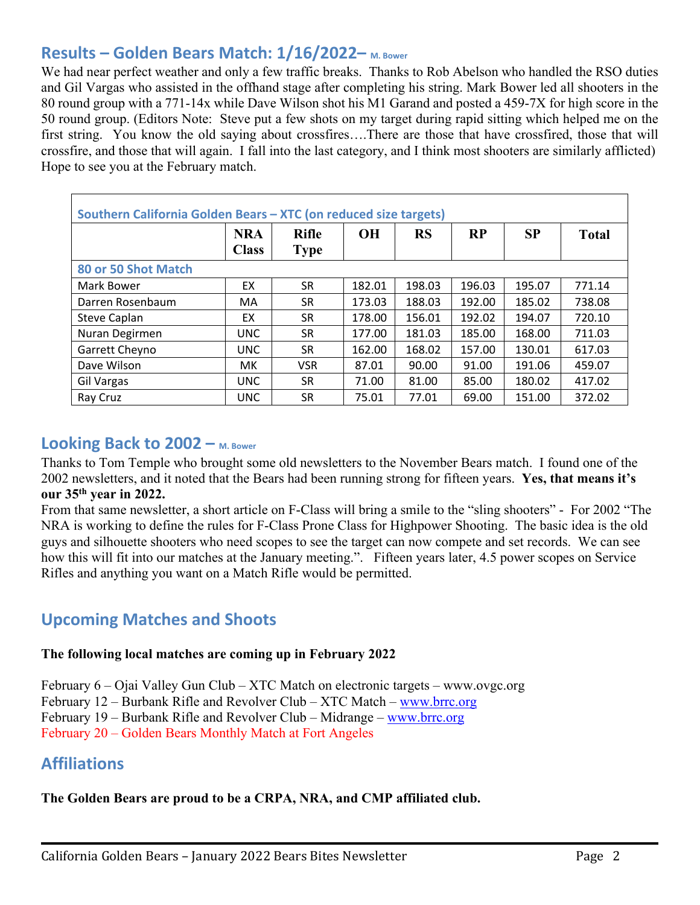## Results – Golden Bears Match: 1/16/2022– M. Bower

We had near perfect weather and only a few traffic breaks. Thanks to Rob Abelson who handled the RSO duties and Gil Vargas who assisted in the offhand stage after completing his string. Mark Bower led all shooters in the 80 round group with a 771-14x while Dave Wilson shot his M1 Garand and posted a 459-7X for high score in the 50 round group. (Editors Note: Steve put a few shots on my target during rapid sitting which helped me on the first string. You know the old saying about crossfires….There are those that have crossfired, those that will crossfire, and those that will again. I fall into the last category, and I think most shooters are similarly afflicted) Hope to see you at the February match.

| Southern California Golden Bears – XTC (on reduced size targets) | | | | | | | |
|---|---|---|---|---|---|---|---|
| | NRA Class | Rifle Type | OH | RS | RP | SP | Total |
| **80 or 50 Shot Match** | | | | | | | |
| Mark Bower | EX | SR | 182.01 | 198.03 | 196.03 | 195.07 | 771.14 |
| Darren Rosenbaum | MA | SR | 173.03 | 188.03 | 192.00 | 185.02 | 738.08 |
| Steve Caplan | EX | SR | 178.00 | 156.01 | 192.02 | 194.07 | 720.10 |
| Nuran Degirmen | UNC | SR | 177.00 | 181.03 | 185.00 | 168.00 | 711.03 |
| Garrett Cheyno | UNC | SR | 162.00 | 168.02 | 157.00 | 130.01 | 617.03 |
| Dave Wilson | MK | VSR | 87.01 | 90.00 | 91.00 | 191.06 | 459.07 |
| Gil Vargas | UNC | SR | 71.00 | 81.00 | 85.00 | 180.02 | 417.02 |
| Ray Cruz | UNC | SR | 75.01 | 77.01 | 69.00 | 151.00 | 372.02 |

## Looking Back to 2002 – M. Bower

Thanks to Tom Temple who brought some old newsletters to the November Bears match. I found one of the 2002 newsletters, and it noted that the Bears had been running strong for fifteen years. **Yes, that means it's our 35th year in 2022.**

From that same newsletter, a short article on F-Class will bring a smile to the "sling shooters" - For 2002 "The NRA is working to define the rules for F-Class Prone Class for Highpower Shooting. The basic idea is the old guys and silhouette shooters who need scopes to see the target can now compete and set records. We can see how this will fit into our matches at the January meeting.". Fifteen years later, 4.5 power scopes on Service Rifles and anything you want on a Match Rifle would be permitted.

## Upcoming Matches and Shoots

**The following local matches are coming up in February 2022**

February 6 – Ojai Valley Gun Club – XTC Match on electronic targets – www.ovgc.org
February 12 – Burbank Rifle and Revolver Club – XTC Match – www.brrc.org
February 19 – Burbank Rifle and Revolver Club – Midrange – www.brrc.org
February 20 – Golden Bears Monthly Match at Fort Angeles

## Affiliations

**The Golden Bears are proud to be a CRPA, NRA, and CMP affiliated club.**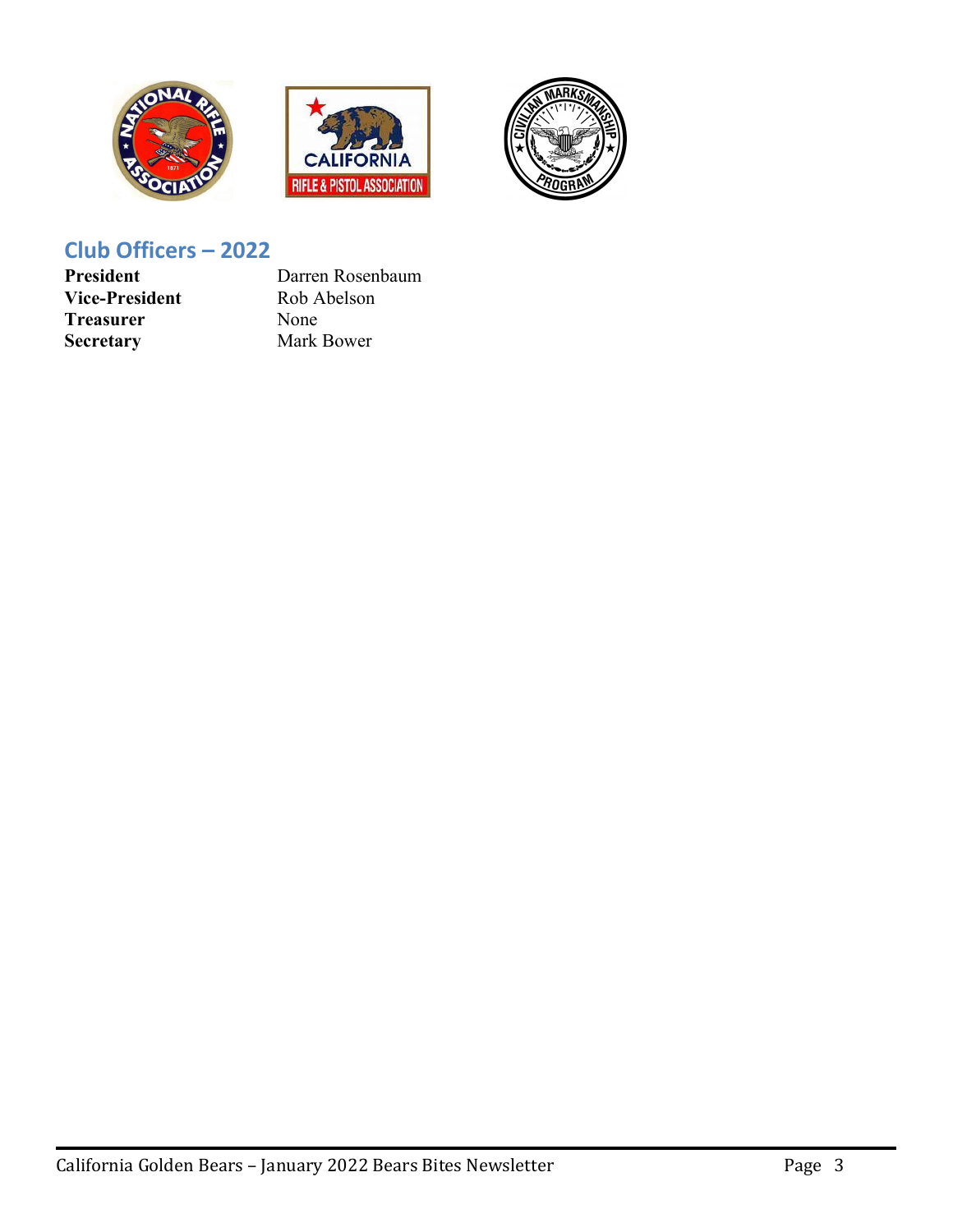## Club Officers – 2022

| | |
|---|---|
| **President** | Darren Rosenbaum |
| **Vice-President** | Rob Abelson |
| **Treasurer** | None |
| **Secretary** | Mark Bower |